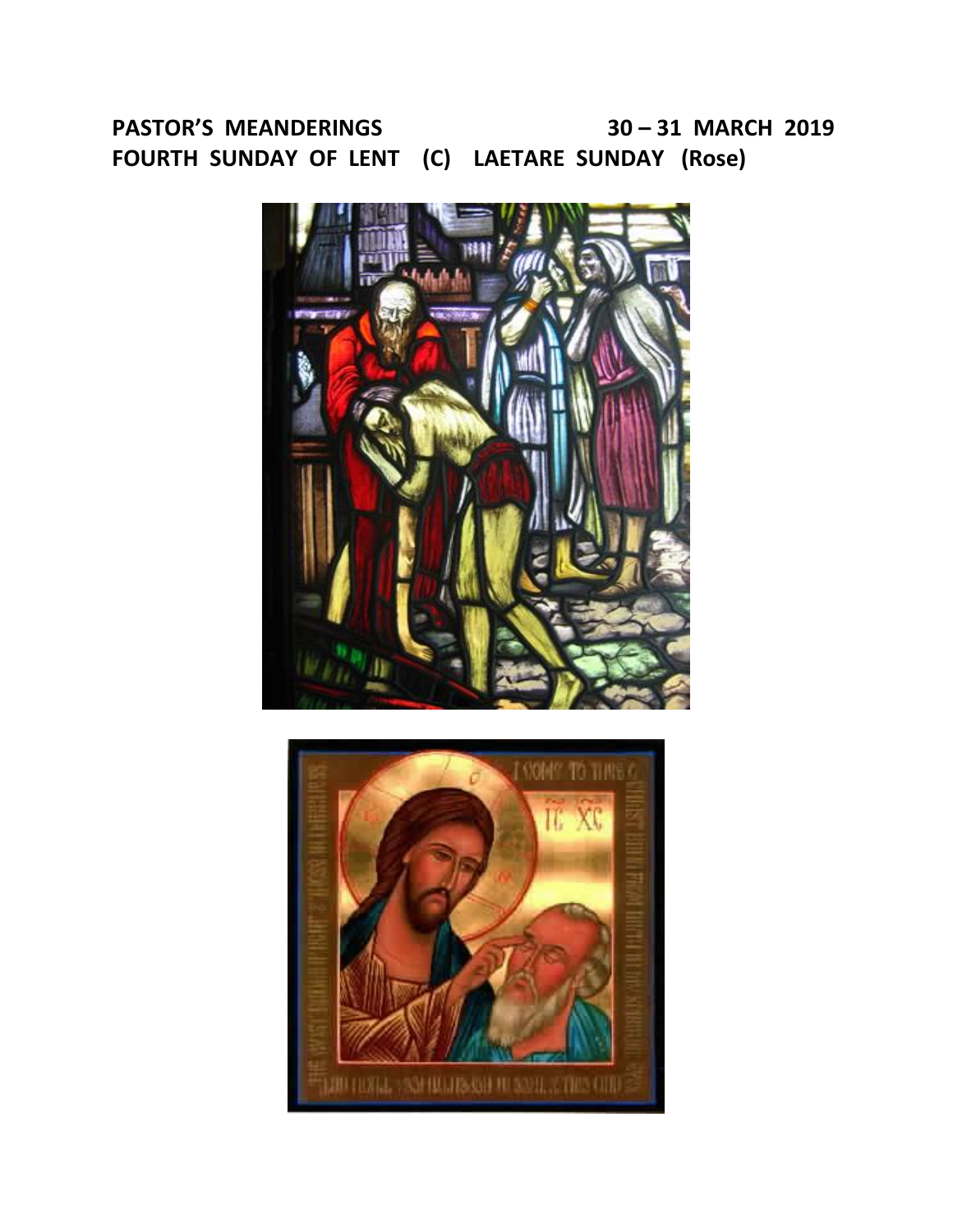**PASTOR'S MEANDERINGS 30 – 31 MARCH 2019**
**FOURTH SUNDAY OF LENT (C) LAETARE SUNDAY (Rose)**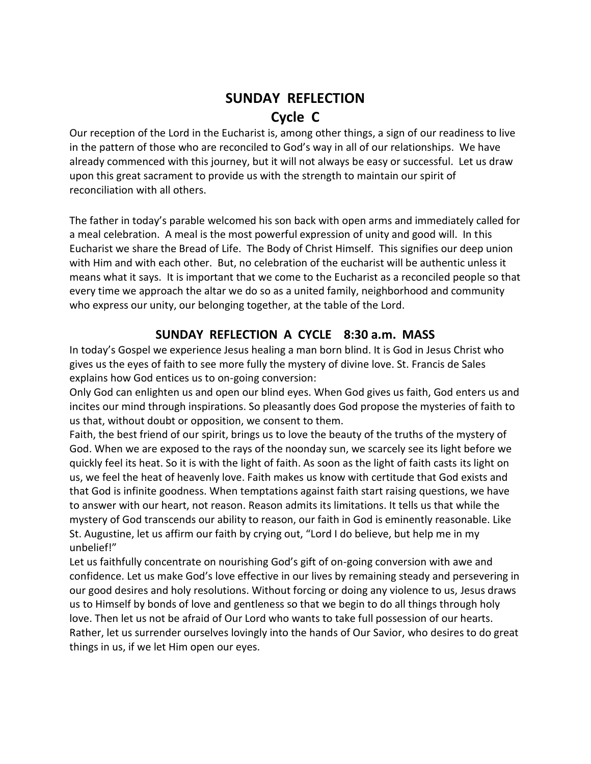## SUNDAY REFLECTION
## Cycle C

Our reception of the Lord in the Eucharist is, among other things, a sign of our readiness to live in the pattern of those who are reconciled to God's way in all of our relationships. We have already commenced with this journey, but it will not always be easy or successful. Let us draw upon this great sacrament to provide us with the strength to maintain our spirit of reconciliation with all others.

The father in today's parable welcomed his son back with open arms and immediately called for a meal celebration. A meal is the most powerful expression of unity and good will. In this Eucharist we share the Bread of Life. The Body of Christ Himself. This signifies our deep union with Him and with each other. But, no celebration of the eucharist will be authentic unless it means what it says. It is important that we come to the Eucharist as a reconciled people so that every time we approach the altar we do so as a united family, neighborhood and community who express our unity, our belonging together, at the table of the Lord.

### SUNDAY REFLECTION A CYCLE 8:30 a.m. MASS

In today's Gospel we experience Jesus healing a man born blind. It is God in Jesus Christ who gives us the eyes of faith to see more fully the mystery of divine love. St. Francis de Sales explains how God entices us to on-going conversion:

Only God can enlighten us and open our blind eyes. When God gives us faith, God enters us and incites our mind through inspirations. So pleasantly does God propose the mysteries of faith to us that, without doubt or opposition, we consent to them.

Faith, the best friend of our spirit, brings us to love the beauty of the truths of the mystery of God. When we are exposed to the rays of the noonday sun, we scarcely see its light before we quickly feel its heat. So it is with the light of faith. As soon as the light of faith casts its light on us, we feel the heat of heavenly love. Faith makes us know with certitude that God exists and that God is infinite goodness. When temptations against faith start raising questions, we have to answer with our heart, not reason. Reason admits its limitations. It tells us that while the mystery of God transcends our ability to reason, our faith in God is eminently reasonable. Like St. Augustine, let us affirm our faith by crying out, "Lord I do believe, but help me in my unbelief!"

Let us faithfully concentrate on nourishing God's gift of on-going conversion with awe and confidence. Let us make God's love effective in our lives by remaining steady and persevering in our good desires and holy resolutions. Without forcing or doing any violence to us, Jesus draws us to Himself by bonds of love and gentleness so that we begin to do all things through holy love. Then let us not be afraid of Our Lord who wants to take full possession of our hearts. Rather, let us surrender ourselves lovingly into the hands of Our Savior, who desires to do great things in us, if we let Him open our eyes.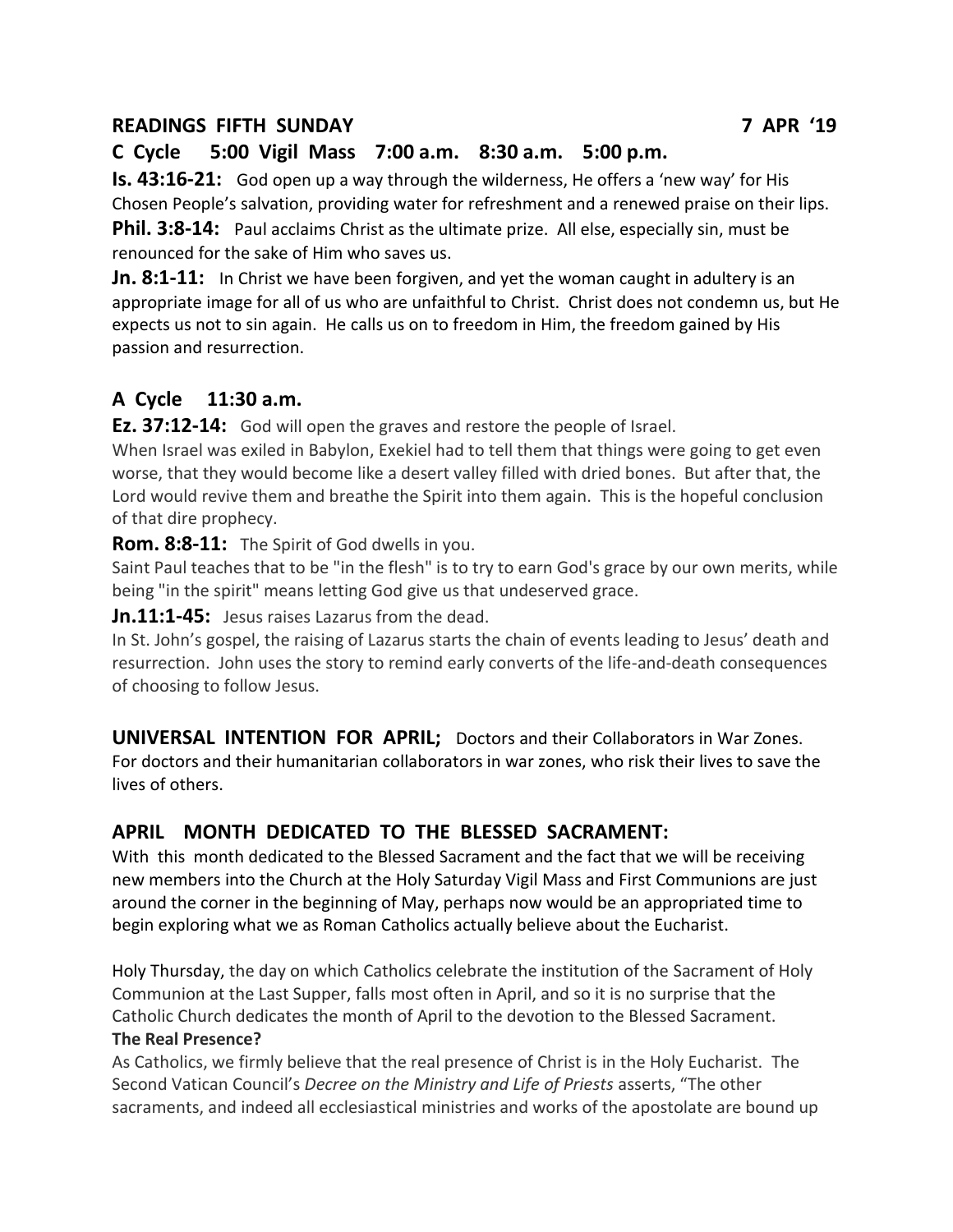## READINGS FIFTH SUNDAY 7 APR '19

### C Cycle 5:00 Vigil Mass 7:00 a.m. 8:30 a.m. 5:00 p.m.

**Is. 43:16-21:** God open up a way through the wilderness, He offers a 'new way' for His Chosen People's salvation, providing water for refreshment and a renewed praise on their lips.

**Phil. 3:8-14:** Paul acclaims Christ as the ultimate prize. All else, especially sin, must be renounced for the sake of Him who saves us.

**Jn. 8:1-11:** In Christ we have been forgiven, and yet the woman caught in adultery is an appropriate image for all of us who are unfaithful to Christ. Christ does not condemn us, but He expects us not to sin again. He calls us on to freedom in Him, the freedom gained by His passion and resurrection.

### A Cycle 11:30 a.m.

**Ez. 37:12-14:** God will open the graves and restore the people of Israel.
When Israel was exiled in Babylon, Exekiel had to tell them that things were going to get even worse, that they would become like a desert valley filled with dried bones. But after that, the Lord would revive them and breathe the Spirit into them again. This is the hopeful conclusion of that dire prophecy.

**Rom. 8:8-11:** The Spirit of God dwells in you.
Saint Paul teaches that to be "in the flesh" is to try to earn God's grace by our own merits, while being "in the spirit" means letting God give us that undeserved grace.

**Jn.11:1-45:** Jesus raises Lazarus from the dead.
In St. John's gospel, the raising of Lazarus starts the chain of events leading to Jesus' death and resurrection. John uses the story to remind early converts of the life-and-death consequences of choosing to follow Jesus.

**UNIVERSAL INTENTION FOR APRIL;** Doctors and their Collaborators in War Zones.
For doctors and their humanitarian collaborators in war zones, who risk their lives to save the lives of others.

## APRIL MONTH DEDICATED TO THE BLESSED SACRAMENT:

With this month dedicated to the Blessed Sacrament and the fact that we will be receiving new members into the Church at the Holy Saturday Vigil Mass and First Communions are just around the corner in the beginning of May, perhaps now would be an appropriated time to begin exploring what we as Roman Catholics actually believe about the Eucharist.

Holy Thursday, the day on which Catholics celebrate the institution of the Sacrament of Holy Communion at the Last Supper, falls most often in April, and so it is no surprise that the Catholic Church dedicates the month of April to the devotion to the Blessed Sacrament.

**The Real Presence?**

As Catholics, we firmly believe that the real presence of Christ is in the Holy Eucharist. The Second Vatican Council's *Decree on the Ministry and Life of Priests* asserts, "The other sacraments, and indeed all ecclesiastical ministries and works of the apostolate are bound up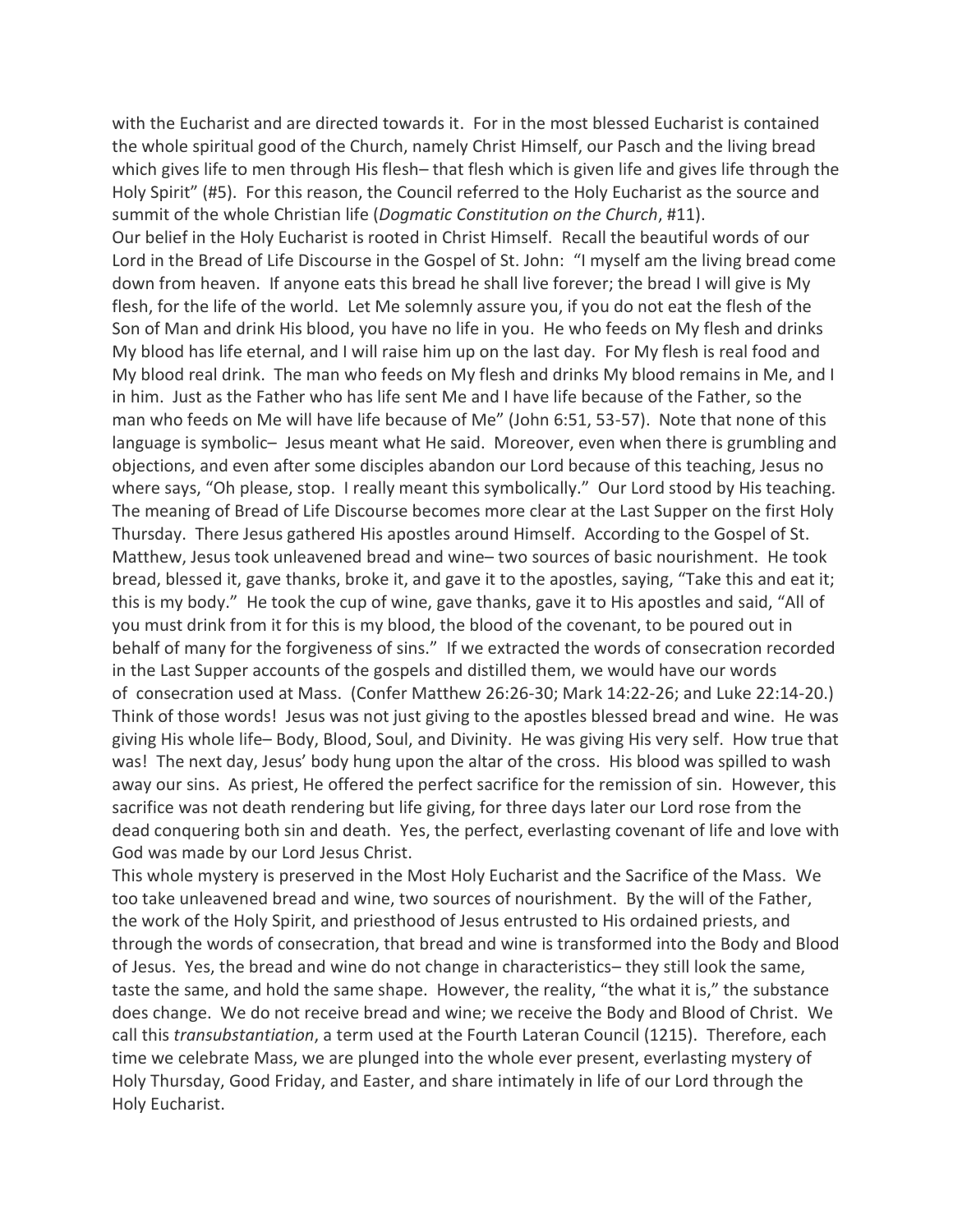with the Eucharist and are directed towards it. For in the most blessed Eucharist is contained the whole spiritual good of the Church, namely Christ Himself, our Pasch and the living bread which gives life to men through His flesh– that flesh which is given life and gives life through the Holy Spirit" (#5). For this reason, the Council referred to the Holy Eucharist as the source and summit of the whole Christian life (*Dogmatic Constitution on the Church*, #11).

Our belief in the Holy Eucharist is rooted in Christ Himself. Recall the beautiful words of our Lord in the Bread of Life Discourse in the Gospel of St. John: "I myself am the living bread come down from heaven. If anyone eats this bread he shall live forever; the bread I will give is My flesh, for the life of the world. Let Me solemnly assure you, if you do not eat the flesh of the Son of Man and drink His blood, you have no life in you. He who feeds on My flesh and drinks My blood has life eternal, and I will raise him up on the last day. For My flesh is real food and My blood real drink. The man who feeds on My flesh and drinks My blood remains in Me, and I in him. Just as the Father who has life sent Me and I have life because of the Father, so the man who feeds on Me will have life because of Me" (John 6:51, 53-57). Note that none of this language is symbolic– Jesus meant what He said. Moreover, even when there is grumbling and objections, and even after some disciples abandon our Lord because of this teaching, Jesus no where says, "Oh please, stop. I really meant this symbolically." Our Lord stood by His teaching.

The meaning of Bread of Life Discourse becomes more clear at the Last Supper on the first Holy Thursday. There Jesus gathered His apostles around Himself. According to the Gospel of St. Matthew, Jesus took unleavened bread and wine– two sources of basic nourishment. He took bread, blessed it, gave thanks, broke it, and gave it to the apostles, saying, "Take this and eat it; this is my body." He took the cup of wine, gave thanks, gave it to His apostles and said, "All of you must drink from it for this is my blood, the blood of the covenant, to be poured out in behalf of many for the forgiveness of sins." If we extracted the words of consecration recorded in the Last Supper accounts of the gospels and distilled them, we would have our words of consecration used at Mass. (Confer Matthew 26:26-30; Mark 14:22-26; and Luke 22:14-20.)

Think of those words! Jesus was not just giving to the apostles blessed bread and wine. He was giving His whole life– Body, Blood, Soul, and Divinity. He was giving His very self. How true that was! The next day, Jesus' body hung upon the altar of the cross. His blood was spilled to wash away our sins. As priest, He offered the perfect sacrifice for the remission of sin. However, this sacrifice was not death rendering but life giving, for three days later our Lord rose from the dead conquering both sin and death. Yes, the perfect, everlasting covenant of life and love with God was made by our Lord Jesus Christ.

This whole mystery is preserved in the Most Holy Eucharist and the Sacrifice of the Mass. We too take unleavened bread and wine, two sources of nourishment. By the will of the Father, the work of the Holy Spirit, and priesthood of Jesus entrusted to His ordained priests, and through the words of consecration, that bread and wine is transformed into the Body and Blood of Jesus. Yes, the bread and wine do not change in characteristics– they still look the same, taste the same, and hold the same shape. However, the reality, "the what it is," the substance does change. We do not receive bread and wine; we receive the Body and Blood of Christ. We call this *transubstantiation*, a term used at the Fourth Lateran Council (1215). Therefore, each time we celebrate Mass, we are plunged into the whole ever present, everlasting mystery of Holy Thursday, Good Friday, and Easter, and share intimately in life of our Lord through the Holy Eucharist.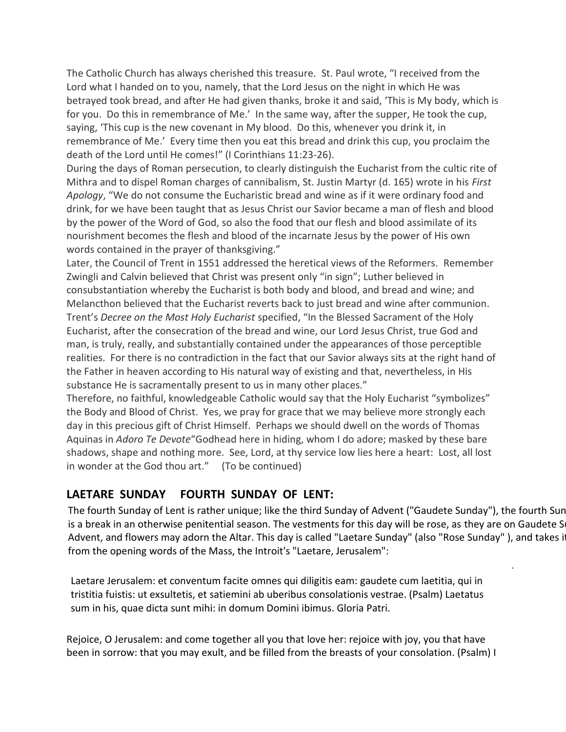The Catholic Church has always cherished this treasure. St. Paul wrote, "I received from the Lord what I handed on to you, namely, that the Lord Jesus on the night in which He was betrayed took bread, and after He had given thanks, broke it and said, 'This is My body, which is for you. Do this in remembrance of Me.' In the same way, after the supper, He took the cup, saying, 'This cup is the new covenant in My blood. Do this, whenever you drink it, in remembrance of Me.' Every time then you eat this bread and drink this cup, you proclaim the death of the Lord until He comes!" (I Corinthians 11:23-26).

During the days of Roman persecution, to clearly distinguish the Eucharist from the cultic rite of Mithra and to dispel Roman charges of cannibalism, St. Justin Martyr (d. 165) wrote in his *First Apology*, "We do not consume the Eucharistic bread and wine as if it were ordinary food and drink, for we have been taught that as Jesus Christ our Savior became a man of flesh and blood by the power of the Word of God, so also the food that our flesh and blood assimilate of its nourishment becomes the flesh and blood of the incarnate Jesus by the power of His own words contained in the prayer of thanksgiving."

Later, the Council of Trent in 1551 addressed the heretical views of the Reformers. Remember Zwingli and Calvin believed that Christ was present only "in sign"; Luther believed in consubstantiation whereby the Eucharist is both body and blood, and bread and wine; and Melancthon believed that the Eucharist reverts back to just bread and wine after communion. Trent's *Decree on the Most Holy Eucharist* specified, "In the Blessed Sacrament of the Holy Eucharist, after the consecration of the bread and wine, our Lord Jesus Christ, true God and man, is truly, really, and substantially contained under the appearances of those perceptible realities. For there is no contradiction in the fact that our Savior always sits at the right hand of the Father in heaven according to His natural way of existing and that, nevertheless, in His substance He is sacramentally present to us in many other places."

Therefore, no faithful, knowledgeable Catholic would say that the Holy Eucharist "symbolizes" the Body and Blood of Christ. Yes, we pray for grace that we may believe more strongly each day in this precious gift of Christ Himself. Perhaps we should dwell on the words of Thomas Aquinas in *Adoro Te Devote*"Godhead here in hiding, whom I do adore; masked by these bare shadows, shape and nothing more. See, Lord, at thy service low lies here a heart: Lost, all lost in wonder at the God thou art." (To be continued)

## LAETARE SUNDAY FOURTH SUNDAY OF LENT:

The fourth Sunday of Lent is rather unique; like the third Sunday of Advent ("Gaudete Sunday"), the fourth Sun is a break in an otherwise penitential season. The vestments for this day will be rose, as they are on Gaudete S Advent, and flowers may adorn the Altar. This day is called "Laetare Sunday" (also "Rose Sunday" ), and takes i from the opening words of the Mass, the Introit's "Laetare, Jerusalem":

Laetare Jerusalem: et conventum facite omnes qui diligitis eam: gaudete cum laetitia, qui in tristitia fuistis: ut exsultetis, et satiemini ab uberibus consolationis vestrae. (Psalm) Laetatus sum in his, quae dicta sunt mihi: in domum Domini ibimus. Gloria Patri.

Rejoice, O Jerusalem: and come together all you that love her: rejoice with joy, you that have been in sorrow: that you may exult, and be filled from the breasts of your consolation. (Psalm) I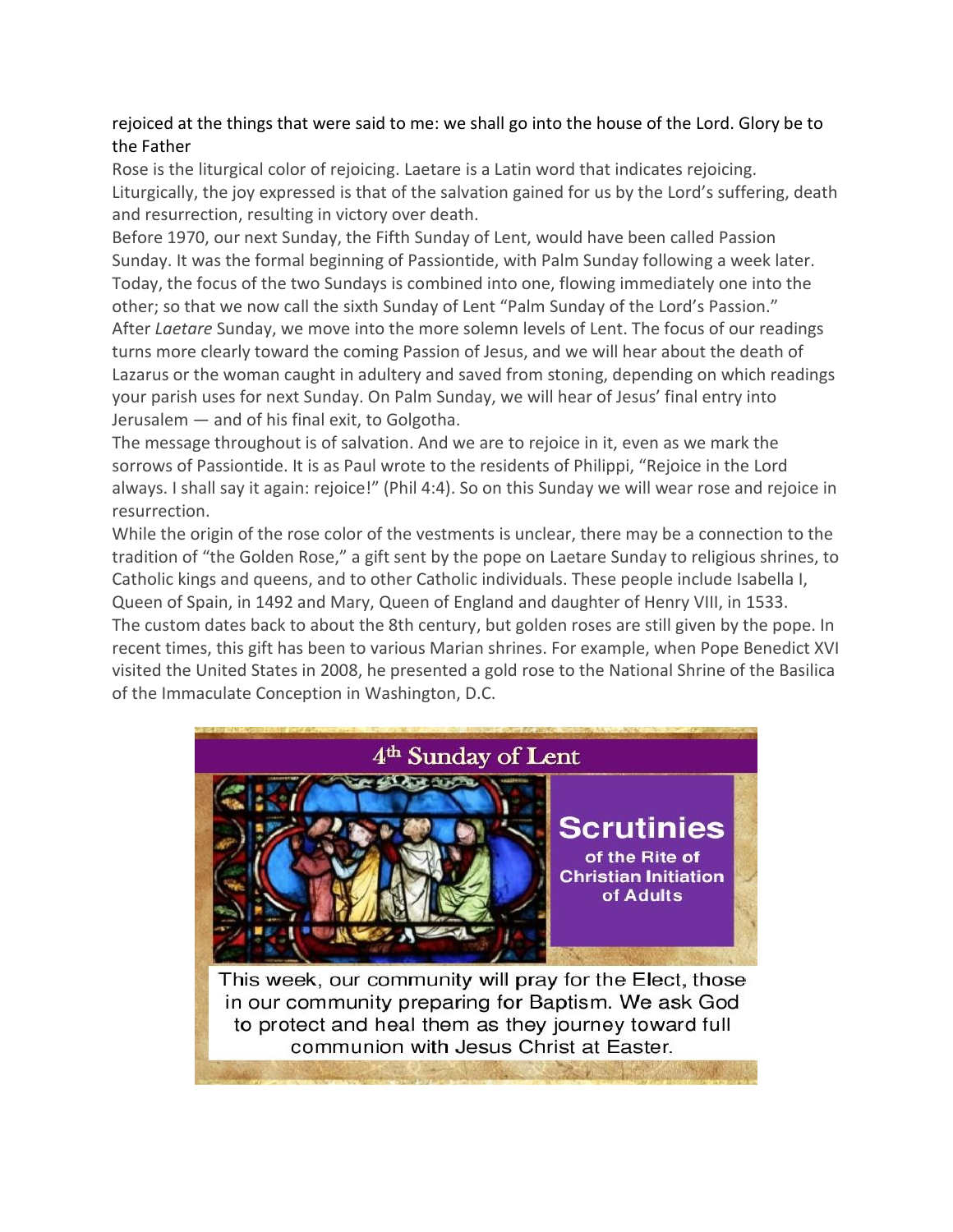rejoiced at the things that were said to me: we shall go into the house of the Lord. Glory be to the Father

Rose is the liturgical color of rejoicing. Laetare is a Latin word that indicates rejoicing. Liturgically, the joy expressed is that of the salvation gained for us by the Lord's suffering, death and resurrection, resulting in victory over death.

Before 1970, our next Sunday, the Fifth Sunday of Lent, would have been called Passion Sunday. It was the formal beginning of Passiontide, with Palm Sunday following a week later. Today, the focus of the two Sundays is combined into one, flowing immediately one into the other; so that we now call the sixth Sunday of Lent "Palm Sunday of the Lord's Passion."

After *Laetare* Sunday, we move into the more solemn levels of Lent. The focus of our readings turns more clearly toward the coming Passion of Jesus, and we will hear about the death of Lazarus or the woman caught in adultery and saved from stoning, depending on which readings your parish uses for next Sunday. On Palm Sunday, we will hear of Jesus' final entry into Jerusalem — and of his final exit, to Golgotha.

The message throughout is of salvation. And we are to rejoice in it, even as we mark the sorrows of Passiontide. It is as Paul wrote to the residents of Philippi, "Rejoice in the Lord always. I shall say it again: rejoice!" (Phil 4:4). So on this Sunday we will wear rose and rejoice in resurrection.

While the origin of the rose color of the vestments is unclear, there may be a connection to the tradition of "the Golden Rose," a gift sent by the pope on Laetare Sunday to religious shrines, to Catholic kings and queens, and to other Catholic individuals. These people include Isabella I, Queen of Spain, in 1492 and Mary, Queen of England and daughter of Henry VIII, in 1533.

The custom dates back to about the 8th century, but golden roses are still given by the pope. In recent times, this gift has been to various Marian shrines. For example, when Pope Benedict XVI visited the United States in 2008, he presented a gold rose to the National Shrine of the Basilica of the Immaculate Conception in Washington, D.C.

## 4th Sunday of Lent

### Scrutinies

**of the Rite of Christian Initiation of Adults**

This week, our community will pray for the Elect, those in our community preparing for Baptism. We ask God to protect and heal them as they journey toward full communion with Jesus Christ at Easter.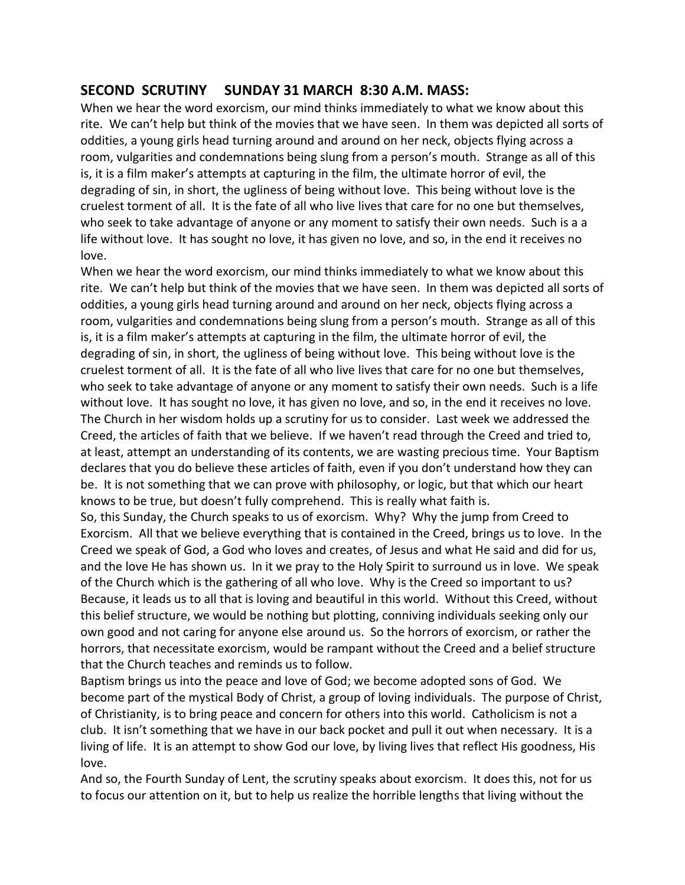## SECOND SCRUTINY SUNDAY 31 MARCH 8:30 A.M. MASS:

When we hear the word exorcism, our mind thinks immediately to what we know about this rite. We can't help but think of the movies that we have seen. In them was depicted all sorts of oddities, a young girls head turning around and around on her neck, objects flying across a room, vulgarities and condemnations being slung from a person's mouth. Strange as all of this is, it is a film maker's attempts at capturing in the film, the ultimate horror of evil, the degrading of sin, in short, the ugliness of being without love. This being without love is the cruelest torment of all. It is the fate of all who live lives that care for no one but themselves, who seek to take advantage of anyone or any moment to satisfy their own needs. Such is a a life without love. It has sought no love, it has given no love, and so, in the end it receives no love.

When we hear the word exorcism, our mind thinks immediately to what we know about this rite. We can't help but think of the movies that we have seen. In them was depicted all sorts of oddities, a young girls head turning around and around on her neck, objects flying across a room, vulgarities and condemnations being slung from a person's mouth. Strange as all of this is, it is a film maker's attempts at capturing in the film, the ultimate horror of evil, the degrading of sin, in short, the ugliness of being without love. This being without love is the cruelest torment of all. It is the fate of all who live lives that care for no one but themselves, who seek to take advantage of anyone or any moment to satisfy their own needs. Such is a life without love. It has sought no love, it has given no love, and so, in the end it receives no love.

The Church in her wisdom holds up a scrutiny for us to consider. Last week we addressed the Creed, the articles of faith that we believe. If we haven't read through the Creed and tried to, at least, attempt an understanding of its contents, we are wasting precious time. Your Baptism declares that you do believe these articles of faith, even if you don't understand how they can be. It is not something that we can prove with philosophy, or logic, but that which our heart knows to be true, but doesn't fully comprehend. This is really what faith is.

So, this Sunday, the Church speaks to us of exorcism. Why? Why the jump from Creed to Exorcism. All that we believe everything that is contained in the Creed, brings us to love. In the Creed we speak of God, a God who loves and creates, of Jesus and what He said and did for us, and the love He has shown us. In it we pray to the Holy Spirit to surround us in love. We speak of the Church which is the gathering of all who love. Why is the Creed so important to us? Because, it leads us to all that is loving and beautiful in this world. Without this Creed, without this belief structure, we would be nothing but plotting, conniving individuals seeking only our own good and not caring for anyone else around us. So the horrors of exorcism, or rather the horrors, that necessitate exorcism, would be rampant without the Creed and a belief structure that the Church teaches and reminds us to follow.

Baptism brings us into the peace and love of God; we become adopted sons of God. We become part of the mystical Body of Christ, a group of loving individuals. The purpose of Christ, of Christianity, is to bring peace and concern for others into this world. Catholicism is not a club. It isn't something that we have in our back pocket and pull it out when necessary. It is a living of life. It is an attempt to show God our love, by living lives that reflect His goodness, His love.

And so, the Fourth Sunday of Lent, the scrutiny speaks about exorcism. It does this, not for us to focus our attention on it, but to help us realize the horrible lengths that living without the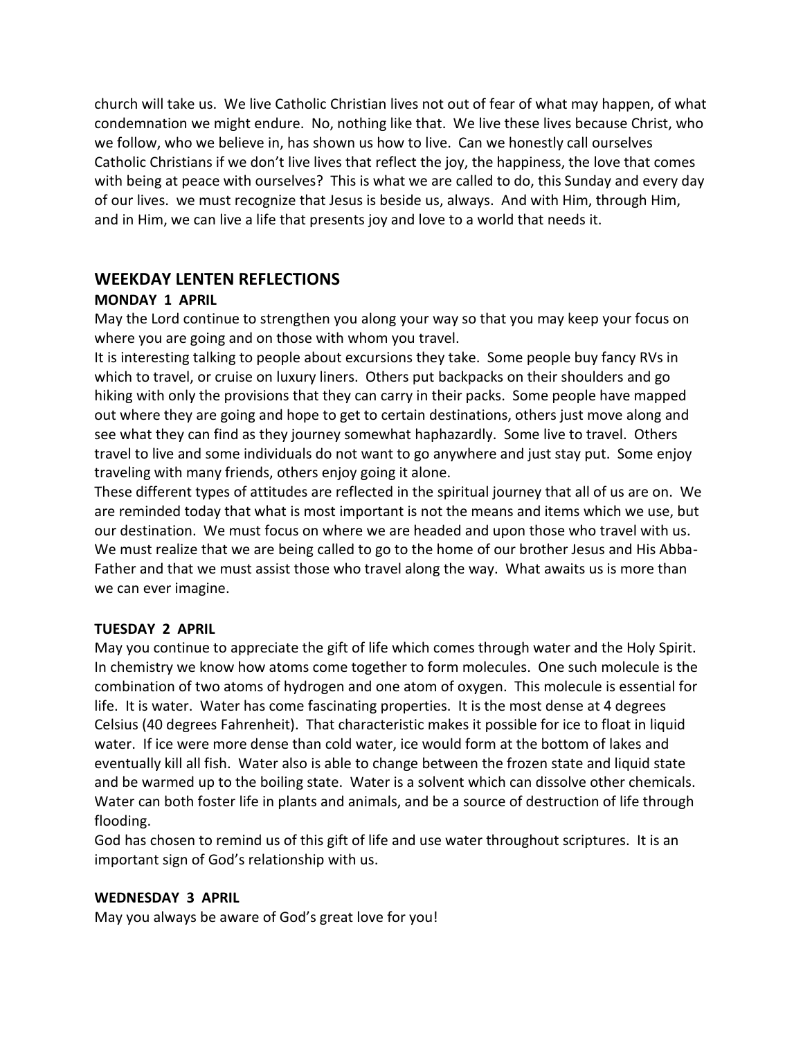church will take us. We live Catholic Christian lives not out of fear of what may happen, of what condemnation we might endure. No, nothing like that. We live these lives because Christ, who we follow, who we believe in, has shown us how to live. Can we honestly call ourselves Catholic Christians if we don't live lives that reflect the joy, the happiness, the love that comes with being at peace with ourselves? This is what we are called to do, this Sunday and every day of our lives. we must recognize that Jesus is beside us, always. And with Him, through Him, and in Him, we can live a life that presents joy and love to a world that needs it.

## WEEKDAY LENTEN REFLECTIONS

### MONDAY 1 APRIL

May the Lord continue to strengthen you along your way so that you may keep your focus on where you are going and on those with whom you travel.

It is interesting talking to people about excursions they take. Some people buy fancy RVs in which to travel, or cruise on luxury liners. Others put backpacks on their shoulders and go hiking with only the provisions that they can carry in their packs. Some people have mapped out where they are going and hope to get to certain destinations, others just move along and see what they can find as they journey somewhat haphazardly. Some live to travel. Others travel to live and some individuals do not want to go anywhere and just stay put. Some enjoy traveling with many friends, others enjoy going it alone.

These different types of attitudes are reflected in the spiritual journey that all of us are on. We are reminded today that what is most important is not the means and items which we use, but our destination. We must focus on where we are headed and upon those who travel with us. We must realize that we are being called to go to the home of our brother Jesus and His Abba-Father and that we must assist those who travel along the way. What awaits us is more than we can ever imagine.

### TUESDAY 2 APRIL

May you continue to appreciate the gift of life which comes through water and the Holy Spirit. In chemistry we know how atoms come together to form molecules. One such molecule is the combination of two atoms of hydrogen and one atom of oxygen. This molecule is essential for life. It is water. Water has come fascinating properties. It is the most dense at 4 degrees Celsius (40 degrees Fahrenheit). That characteristic makes it possible for ice to float in liquid water. If ice were more dense than cold water, ice would form at the bottom of lakes and eventually kill all fish. Water also is able to change between the frozen state and liquid state and be warmed up to the boiling state. Water is a solvent which can dissolve other chemicals. Water can both foster life in plants and animals, and be a source of destruction of life through flooding.

God has chosen to remind us of this gift of life and use water throughout scriptures. It is an important sign of God's relationship with us.

### WEDNESDAY 3 APRIL

May you always be aware of God's great love for you!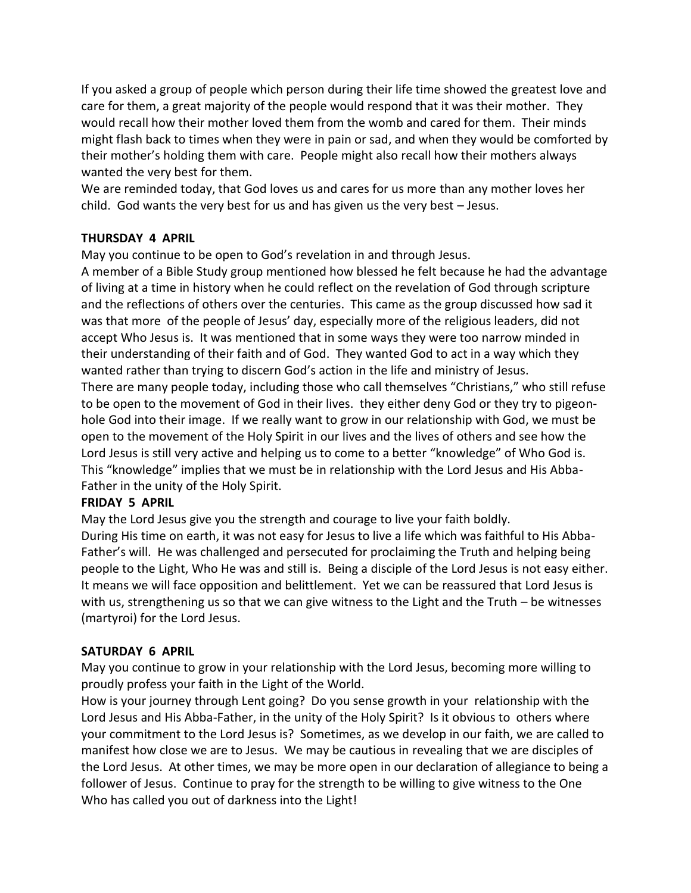If you asked a group of people which person during their life time showed the greatest love and care for them, a great majority of the people would respond that it was their mother. They would recall how their mother loved them from the womb and cared for them. Their minds might flash back to times when they were in pain or sad, and when they would be comforted by their mother's holding them with care. People might also recall how their mothers always wanted the very best for them.

We are reminded today, that God loves us and cares for us more than any mother loves her child. God wants the very best for us and has given us the very best – Jesus.

**THURSDAY 4 APRIL**

May you continue to be open to God's revelation in and through Jesus.

A member of a Bible Study group mentioned how blessed he felt because he had the advantage of living at a time in history when he could reflect on the revelation of God through scripture and the reflections of others over the centuries. This came as the group discussed how sad it was that more of the people of Jesus' day, especially more of the religious leaders, did not accept Who Jesus is. It was mentioned that in some ways they were too narrow minded in their understanding of their faith and of God. They wanted God to act in a way which they wanted rather than trying to discern God's action in the life and ministry of Jesus.

There are many people today, including those who call themselves "Christians," who still refuse to be open to the movement of God in their lives. they either deny God or they try to pigeon-hole God into their image. If we really want to grow in our relationship with God, we must be open to the movement of the Holy Spirit in our lives and the lives of others and see how the Lord Jesus is still very active and helping us to come to a better "knowledge" of Who God is. This "knowledge" implies that we must be in relationship with the Lord Jesus and His Abba-Father in the unity of the Holy Spirit.

**FRIDAY 5 APRIL**

May the Lord Jesus give you the strength and courage to live your faith boldly.

During His time on earth, it was not easy for Jesus to live a life which was faithful to His Abba-Father's will. He was challenged and persecuted for proclaiming the Truth and helping being people to the Light, Who He was and still is. Being a disciple of the Lord Jesus is not easy either. It means we will face opposition and belittlement. Yet we can be reassured that Lord Jesus is with us, strengthening us so that we can give witness to the Light and the Truth – be witnesses (martyroi) for the Lord Jesus.

**SATURDAY 6 APRIL**

May you continue to grow in your relationship with the Lord Jesus, becoming more willing to proudly profess your faith in the Light of the World.

How is your journey through Lent going? Do you sense growth in your relationship with the Lord Jesus and His Abba-Father, in the unity of the Holy Spirit? Is it obvious to others where your commitment to the Lord Jesus is? Sometimes, as we develop in our faith, we are called to manifest how close we are to Jesus. We may be cautious in revealing that we are disciples of the Lord Jesus. At other times, we may be more open in our declaration of allegiance to being a follower of Jesus. Continue to pray for the strength to be willing to give witness to the One Who has called you out of darkness into the Light!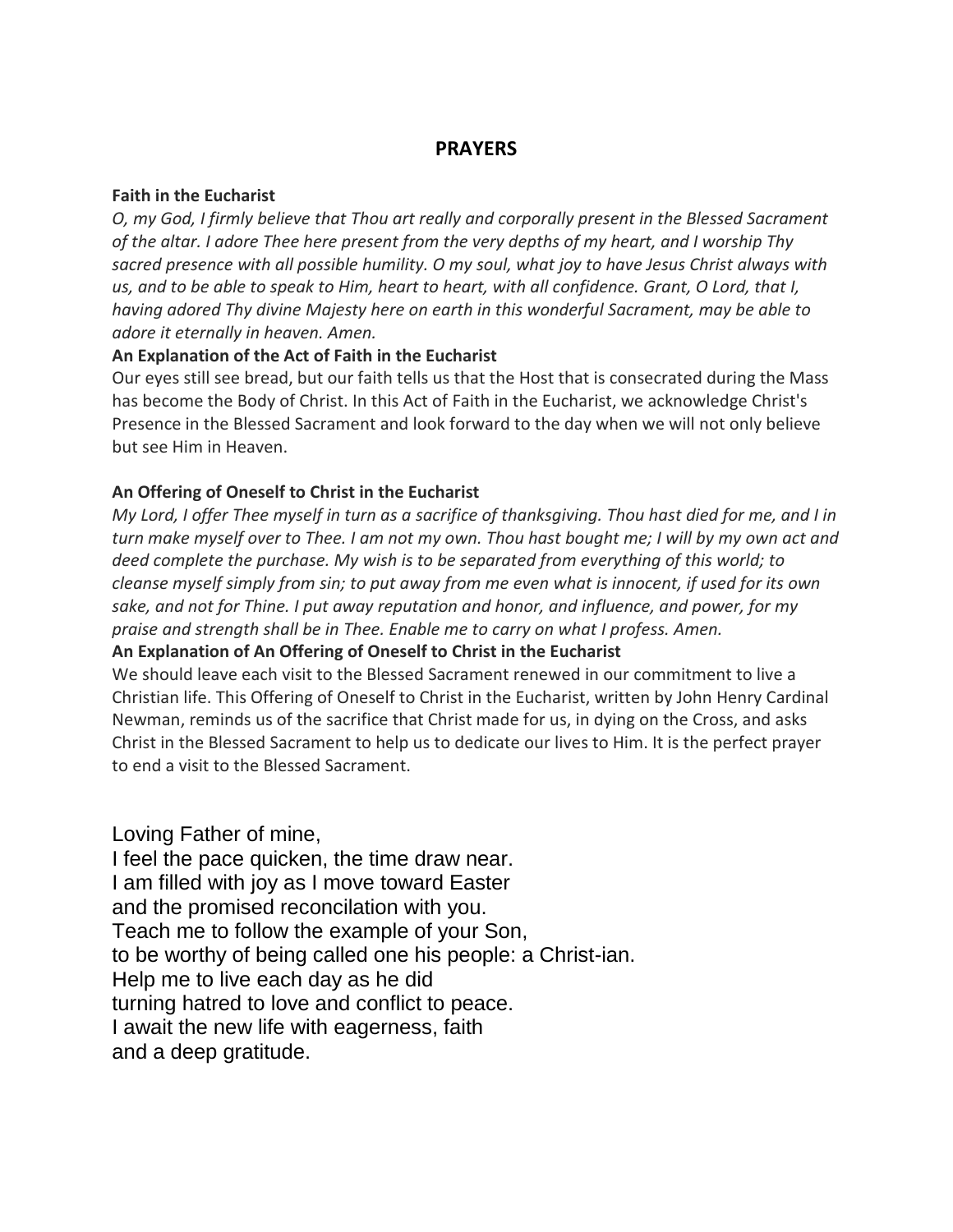## PRAYERS

**Faith in the Eucharist**

*O, my God, I firmly believe that Thou art really and corporally present in the Blessed Sacrament of the altar. I adore Thee here present from the very depths of my heart, and I worship Thy sacred presence with all possible humility. O my soul, what joy to have Jesus Christ always with us, and to be able to speak to Him, heart to heart, with all confidence. Grant, O Lord, that I, having adored Thy divine Majesty here on earth in this wonderful Sacrament, may be able to adore it eternally in heaven. Amen.*

**An Explanation of the Act of Faith in the Eucharist**

Our eyes still see bread, but our faith tells us that the Host that is consecrated during the Mass has become the Body of Christ. In this Act of Faith in the Eucharist, we acknowledge Christ's Presence in the Blessed Sacrament and look forward to the day when we will not only believe but see Him in Heaven.

**An Offering of Oneself to Christ in the Eucharist**

*My Lord, I offer Thee myself in turn as a sacrifice of thanksgiving. Thou hast died for me, and I in turn make myself over to Thee. I am not my own. Thou hast bought me; I will by my own act and deed complete the purchase. My wish is to be separated from everything of this world; to cleanse myself simply from sin; to put away from me even what is innocent, if used for its own sake, and not for Thine. I put away reputation and honor, and influence, and power, for my praise and strength shall be in Thee. Enable me to carry on what I profess. Amen.*

**An Explanation of An Offering of Oneself to Christ in the Eucharist**

We should leave each visit to the Blessed Sacrament renewed in our commitment to live a Christian life. This Offering of Oneself to Christ in the Eucharist, written by John Henry Cardinal Newman, reminds us of the sacrifice that Christ made for us, in dying on the Cross, and asks Christ in the Blessed Sacrament to help us to dedicate our lives to Him. It is the perfect prayer to end a visit to the Blessed Sacrament.

Loving Father of mine,
I feel the pace quicken, the time draw near.
I am filled with joy as I move toward Easter
and the promised reconcilation with you.
Teach me to follow the example of your Son,
to be worthy of being called one his people: a Christ-ian.
Help me to live each day as he did
turning hatred to love and conflict to peace.
I await the new life with eagerness, faith
and a deep gratitude.